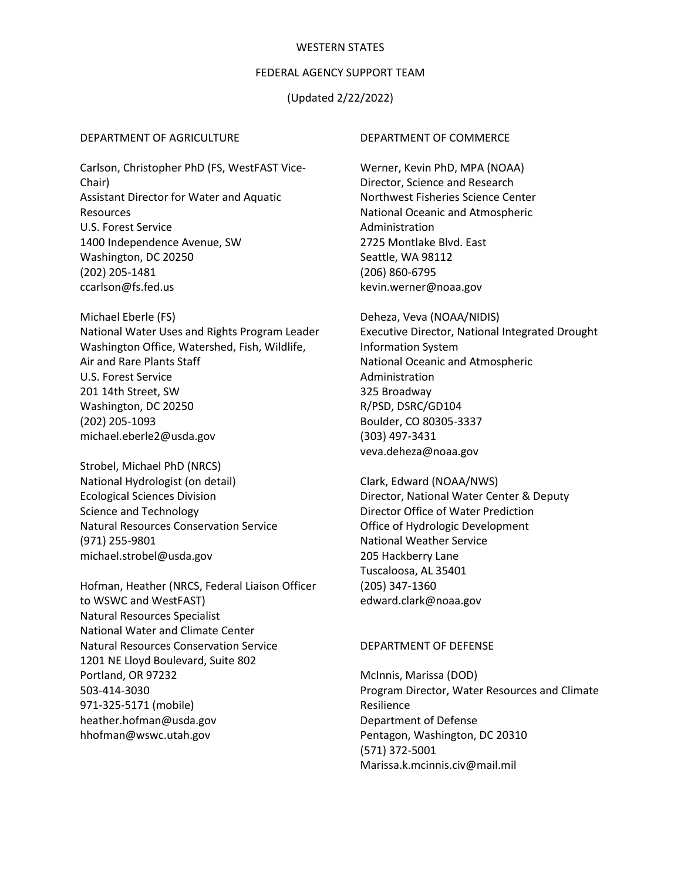# WESTERN STATES

## FEDERAL AGENCY SUPPORT TEAM

(Updated 2/22/2022)

### DEPARTMENT OF AGRICULTURE

Carlson, Christopher PhD (FS, WestFAST Vice-Chair)
Assistant Director for Water and Aquatic Resources
U.S. Forest Service
1400 Independence Avenue, SW
Washington, DC 20250
(202) 205-1481
ccarlson@fs.fed.us

Michael Eberle (FS)
National Water Uses and Rights Program Leader
Washington Office, Watershed, Fish, Wildlife, Air and Rare Plants Staff
U.S. Forest Service
201 14th Street, SW
Washington, DC 20250
(202) 205-1093
michael.eberle2@usda.gov

Strobel, Michael PhD (NRCS)
National Hydrologist (on detail)
Ecological Sciences Division
Science and Technology
Natural Resources Conservation Service
(971) 255-9801
michael.strobel@usda.gov

Hofman, Heather (NRCS, Federal Liaison Officer to WSWC and WestFAST)
Natural Resources Specialist
National Water and Climate Center
Natural Resources Conservation Service
1201 NE Lloyd Boulevard, Suite 802
Portland, OR 97232
503-414-3030
971-325-5171 (mobile)
heather.hofman@usda.gov
hhofman@wswc.utah.gov

### DEPARTMENT OF COMMERCE

Werner, Kevin PhD, MPA (NOAA)
Director, Science and Research
Northwest Fisheries Science Center
National Oceanic and Atmospheric Administration
2725 Montlake Blvd. East
Seattle, WA 98112
(206) 860-6795
kevin.werner@noaa.gov

Deheza, Veva (NOAA/NIDIS)
Executive Director, National Integrated Drought Information System
National Oceanic and Atmospheric Administration
325 Broadway
R/PSD, DSRC/GD104
Boulder, CO 80305-3337
(303) 497-3431
veva.deheza@noaa.gov

Clark, Edward (NOAA/NWS)
Director, National Water Center & Deputy Director Office of Water Prediction
Office of Hydrologic Development
National Weather Service
205 Hackberry Lane
Tuscaloosa, AL 35401
(205) 347-1360
edward.clark@noaa.gov

### DEPARTMENT OF DEFENSE

McInnis, Marissa (DOD)
Program Director, Water Resources and Climate Resilience
Department of Defense
Pentagon, Washington, DC 20310
(571) 372-5001
Marissa.k.mcinnis.civ@mail.mil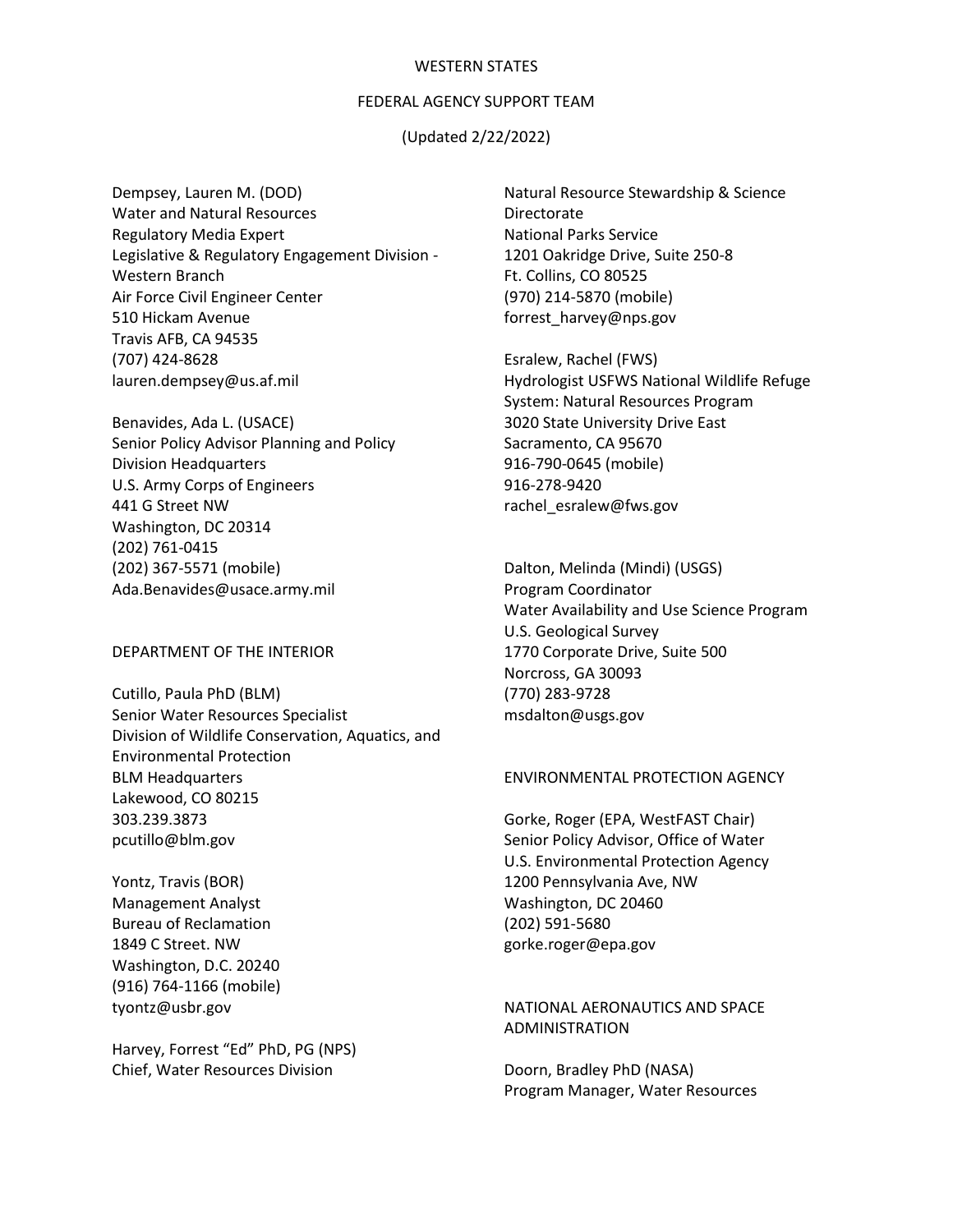WESTERN STATES

FEDERAL AGENCY SUPPORT TEAM

(Updated 2/22/2022)

Dempsey, Lauren M. (DOD)
Water and Natural Resources
Regulatory Media Expert
Legislative & Regulatory Engagement Division - Western Branch
Air Force Civil Engineer Center
510 Hickam Avenue
Travis AFB, CA 94535
(707) 424-8628
lauren.dempsey@us.af.mil

Benavides, Ada L. (USACE)
Senior Policy Advisor Planning and Policy
Division Headquarters
U.S. Army Corps of Engineers
441 G Street NW
Washington, DC 20314
(202) 761-0415
(202) 367-5571 (mobile)
Ada.Benavides@usace.army.mil

DEPARTMENT OF THE INTERIOR

Cutillo, Paula PhD (BLM)
Senior Water Resources Specialist
Division of Wildlife Conservation, Aquatics, and Environmental Protection
BLM Headquarters
Lakewood, CO 80215
303.239.3873
pcutillo@blm.gov

Yontz, Travis (BOR)
Management Analyst
Bureau of Reclamation
1849 C Street. NW
Washington, D.C. 20240
(916) 764-1166 (mobile)
tyontz@usbr.gov

Harvey, Forrest "Ed" PhD, PG (NPS)
Chief, Water Resources Division
Natural Resource Stewardship & Science Directorate
National Parks Service
1201 Oakridge Drive, Suite 250-8
Ft. Collins, CO 80525
(970) 214-5870 (mobile)
forrest_harvey@nps.gov

Esralew, Rachel (FWS)
Hydrologist USFWS National Wildlife Refuge System: Natural Resources Program
3020 State University Drive East
Sacramento, CA 95670
916-790-0645 (mobile)
916-278-9420
rachel_esralew@fws.gov

Dalton, Melinda (Mindi) (USGS)
Program Coordinator
Water Availability and Use Science Program
U.S. Geological Survey
1770 Corporate Drive, Suite 500
Norcross, GA 30093
(770) 283-9728
msdalton@usgs.gov

ENVIRONMENTAL PROTECTION AGENCY

Gorke, Roger (EPA, WestFAST Chair)
Senior Policy Advisor, Office of Water
U.S. Environmental Protection Agency
1200 Pennsylvania Ave, NW
Washington, DC 20460
(202) 591-5680
gorke.roger@epa.gov

NATIONAL AERONAUTICS AND SPACE ADMINISTRATION

Doorn, Bradley PhD (NASA)
Program Manager, Water Resources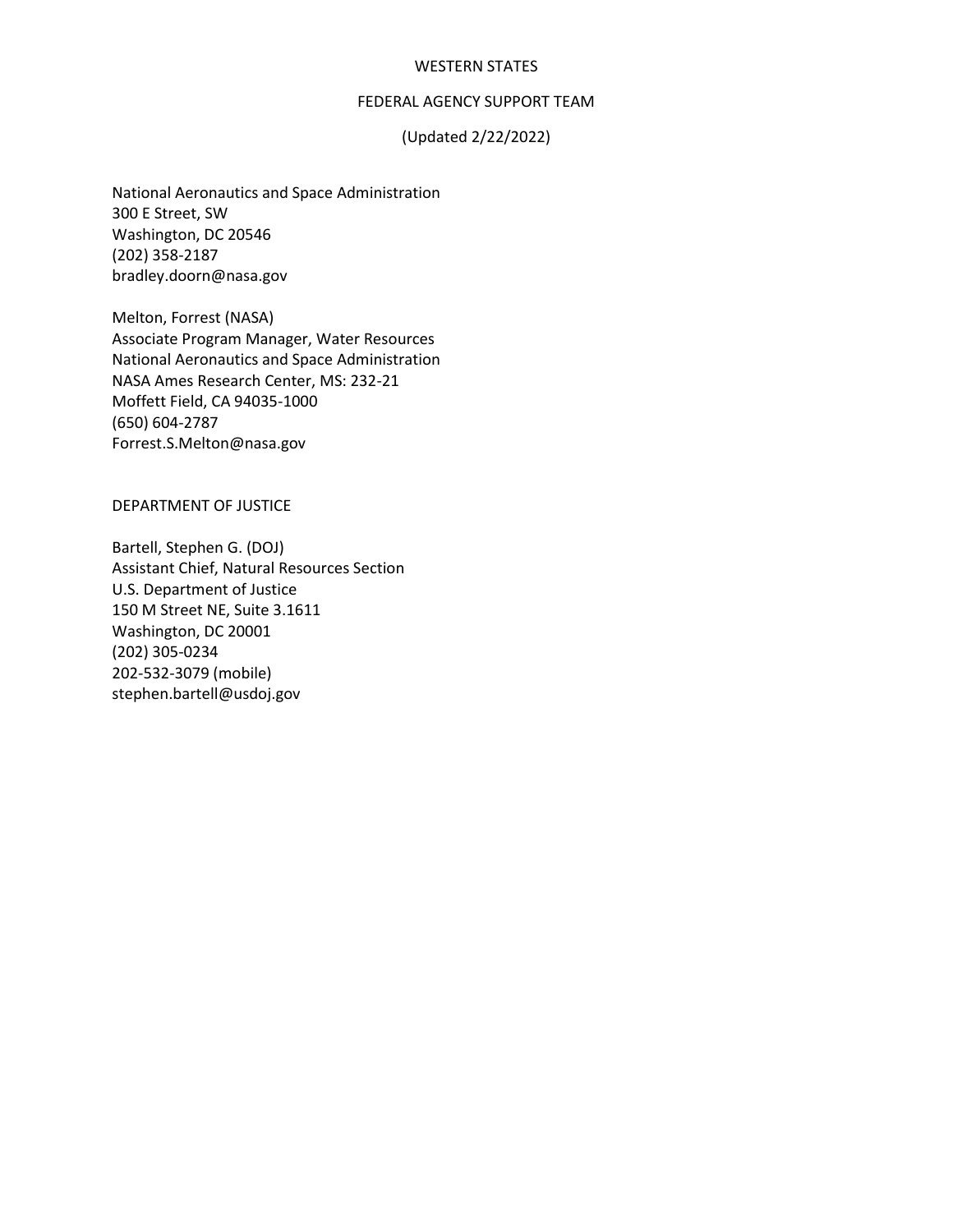WESTERN STATES

FEDERAL AGENCY SUPPORT TEAM

(Updated 2/22/2022)

National Aeronautics and Space Administration
300 E Street, SW
Washington, DC 20546
(202) 358-2187
bradley.doorn@nasa.gov

Melton, Forrest (NASA)
Associate Program Manager, Water Resources
National Aeronautics and Space Administration
NASA Ames Research Center, MS: 232-21
Moffett Field, CA 94035-1000
(650) 604-2787
Forrest.S.Melton@nasa.gov

DEPARTMENT OF JUSTICE

Bartell, Stephen G. (DOJ)
Assistant Chief, Natural Resources Section
U.S. Department of Justice
150 M Street NE, Suite 3.1611
Washington, DC 20001
(202) 305-0234
202-532-3079 (mobile)
stephen.bartell@usdoj.gov